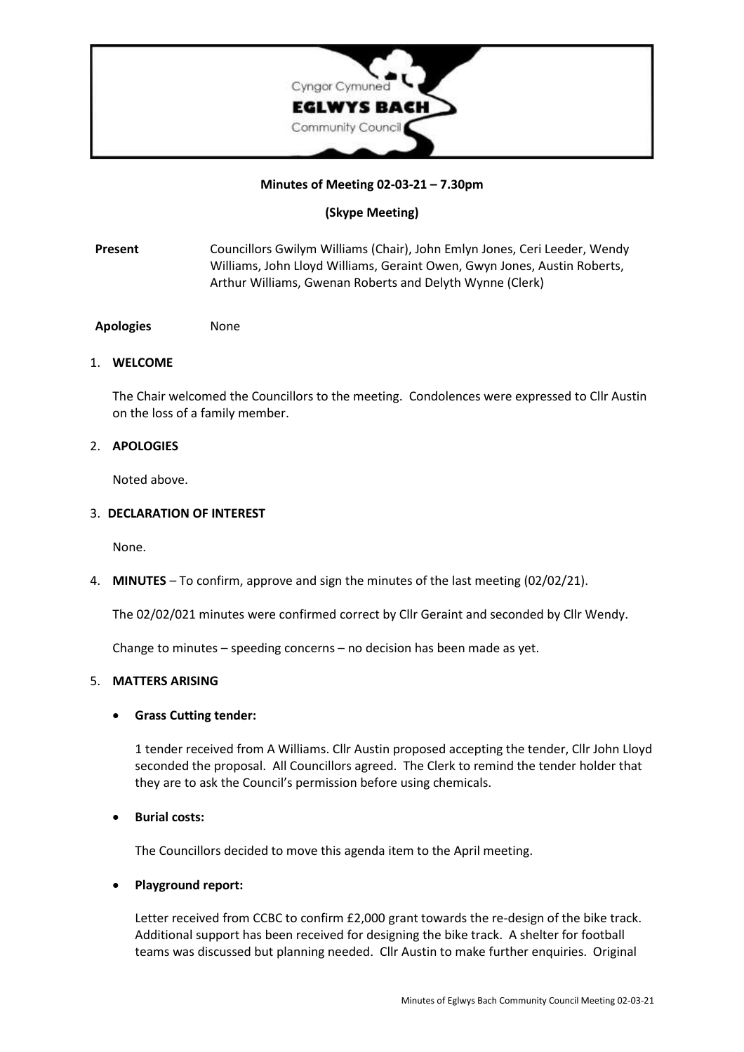Cyngor Cymuned
**EGLWYS BACH**
Community Council

**Minutes of Meeting 02-03-21 – 7.30pm**

**(Skype Meeting)**

**Present** Councillors Gwilym Williams (Chair), John Emlyn Jones, Ceri Leeder, Wendy Williams, John Lloyd Williams, Geraint Owen, Gwyn Jones, Austin Roberts, Arthur Williams, Gwenan Roberts and Delyth Wynne (Clerk)

**Apologies** None

1. **WELCOME**

   The Chair welcomed the Councillors to the meeting. Condolences were expressed to Cllr Austin on the loss of a family member.

2. **APOLOGIES**

   Noted above.

3. **DECLARATION OF INTEREST**

   None.

4. **MINUTES** – To confirm, approve and sign the minutes of the last meeting (02/02/21).

   The 02/02/021 minutes were confirmed correct by Cllr Geraint and seconded by Cllr Wendy.

   Change to minutes – speeding concerns – no decision has been made as yet.

5. **MATTERS ARISING**

   - **Grass Cutting tender:**

     1 tender received from A Williams. Cllr Austin proposed accepting the tender, Cllr John Lloyd seconded the proposal. All Councillors agreed. The Clerk to remind the tender holder that they are to ask the Council's permission before using chemicals.

   - **Burial costs:**

     The Councillors decided to move this agenda item to the April meeting.

   - **Playground report:**

     Letter received from CCBC to confirm £2,000 grant towards the re-design of the bike track. Additional support has been received for designing the bike track. A shelter for football teams was discussed but planning needed. Cllr Austin to make further enquiries. Original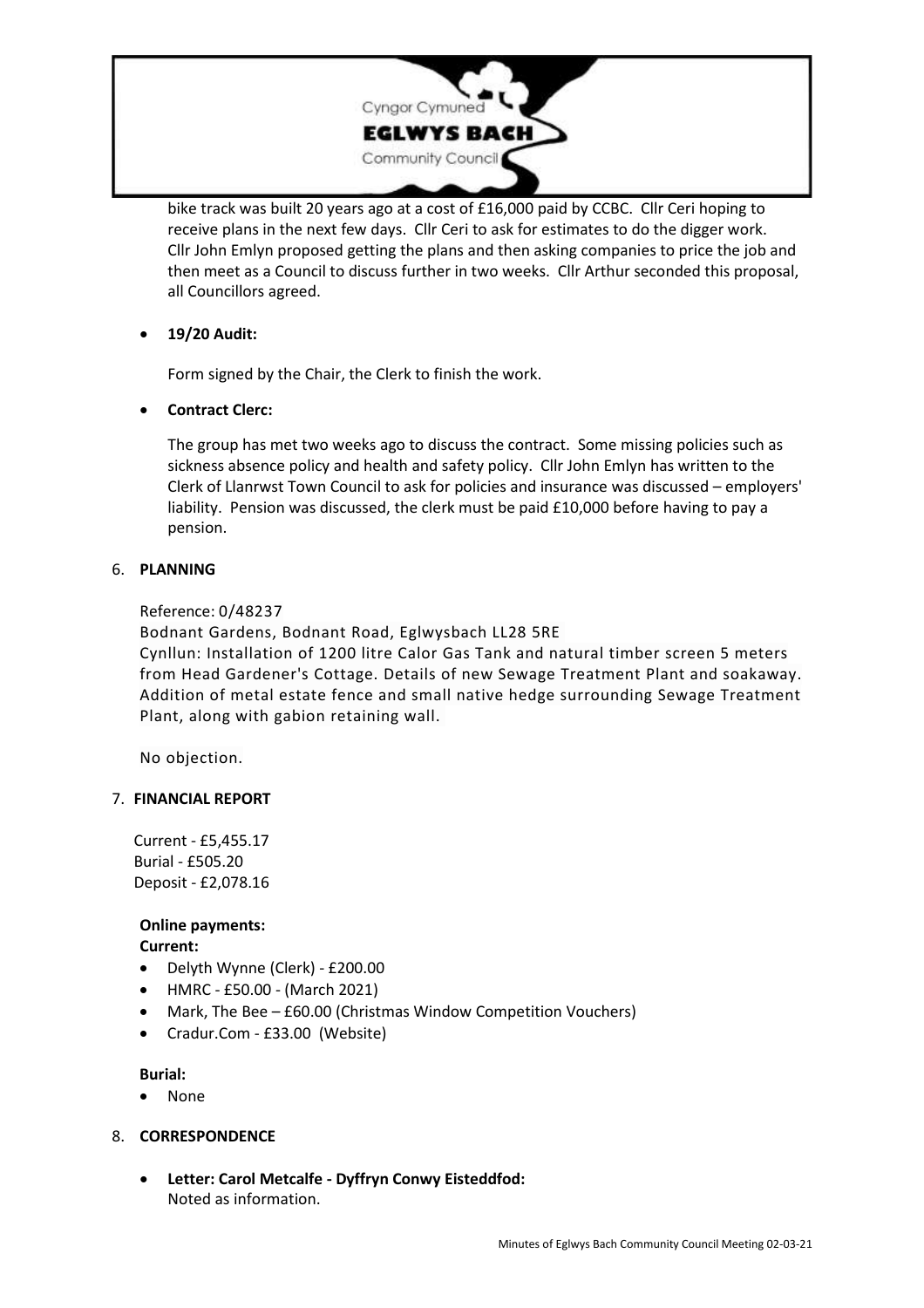bike track was built 20 years ago at a cost of £16,000 paid by CCBC. Cllr Ceri hoping to receive plans in the next few days. Cllr Ceri to ask for estimates to do the digger work. Cllr John Emlyn proposed getting the plans and then asking companies to price the job and then meet as a Council to discuss further in two weeks. Cllr Arthur seconded this proposal, all Councillors agreed.

- **19/20 Audit:**

  Form signed by the Chair, the Clerk to finish the work.

- **Contract Clerc:**

  The group has met two weeks ago to discuss the contract. Some missing policies such as sickness absence policy and health and safety policy. Cllr John Emlyn has written to the Clerk of Llanrwst Town Council to ask for policies and insurance was discussed – employers' liability. Pension was discussed, the clerk must be paid £10,000 before having to pay a pension.

6. **PLANNING**

Reference: 0/48237
Bodnant Gardens, Bodnant Road, Eglwysbach LL28 5RE
Cynllun: Installation of 1200 litre Calor Gas Tank and natural timber screen 5 meters from Head Gardener's Cottage. Details of new Sewage Treatment Plant and soakaway. Addition of metal estate fence and small native hedge surrounding Sewage Treatment Plant, along with gabion retaining wall.

No objection.

7. **FINANCIAL REPORT**

Current - £5,455.17
Burial - £505.20
Deposit - £2,078.16

**Online payments:**
**Current:**

- Delyth Wynne (Clerk) - £200.00
- HMRC - £50.00 - (March 2021)
- Mark, The Bee – £60.00 (Christmas Window Competition Vouchers)
- Cradur.Com - £33.00 (Website)

**Burial:**

- None

8. **CORRESPONDENCE**

- **Letter: Carol Metcalfe - Dyffryn Conwy Eisteddfod:**
  Noted as information.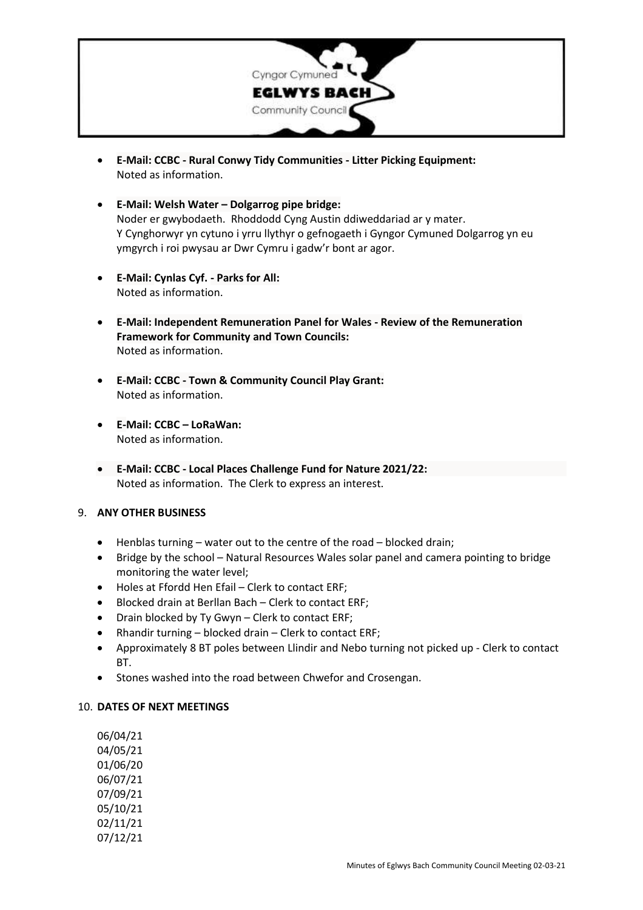- **E-Mail: CCBC - Rural Conwy Tidy Communities - Litter Picking Equipment:**
  Noted as information.

- **E-Mail: Welsh Water – Dolgarrog pipe bridge:**
  Noder er gwybodaeth. Rhoddodd Cyng Austin ddiweddariad ar y mater.
  Y Cynghorwyr yn cytuno i yrru llythyr o gefnogaeth i Gyngor Cymuned Dolgarrog yn eu ymgyrch i roi pwysau ar Dwr Cymru i gadw'r bont ar agor.

- **E-Mail: Cynlas Cyf. - Parks for All:**
  Noted as information.

- **E-Mail: Independent Remuneration Panel for Wales - Review of the Remuneration Framework for Community and Town Councils:**
  Noted as information.

- **E-Mail: CCBC - Town & Community Council Play Grant:**
  Noted as information.

- **E-Mail: CCBC – LoRaWan:**
  Noted as information.

- **E-Mail: CCBC - Local Places Challenge Fund for Nature 2021/22:**
  Noted as information. The Clerk to express an interest.

9. **ANY OTHER BUSINESS**

- Henblas turning – water out to the centre of the road – blocked drain;
- Bridge by the school – Natural Resources Wales solar panel and camera pointing to bridge monitoring the water level;
- Holes at Ffordd Hen Efail – Clerk to contact ERF;
- Blocked drain at Berllan Bach – Clerk to contact ERF;
- Drain blocked by Ty Gwyn – Clerk to contact ERF;
- Rhandir turning – blocked drain – Clerk to contact ERF;
- Approximately 8 BT poles between Llindir and Nebo turning not picked up - Clerk to contact BT.
- Stones washed into the road between Chwefor and Crosengan.

10. **DATES OF NEXT MEETINGS**

06/04/21
04/05/21
01/06/20
06/07/21
07/09/21
05/10/21
02/11/21
07/12/21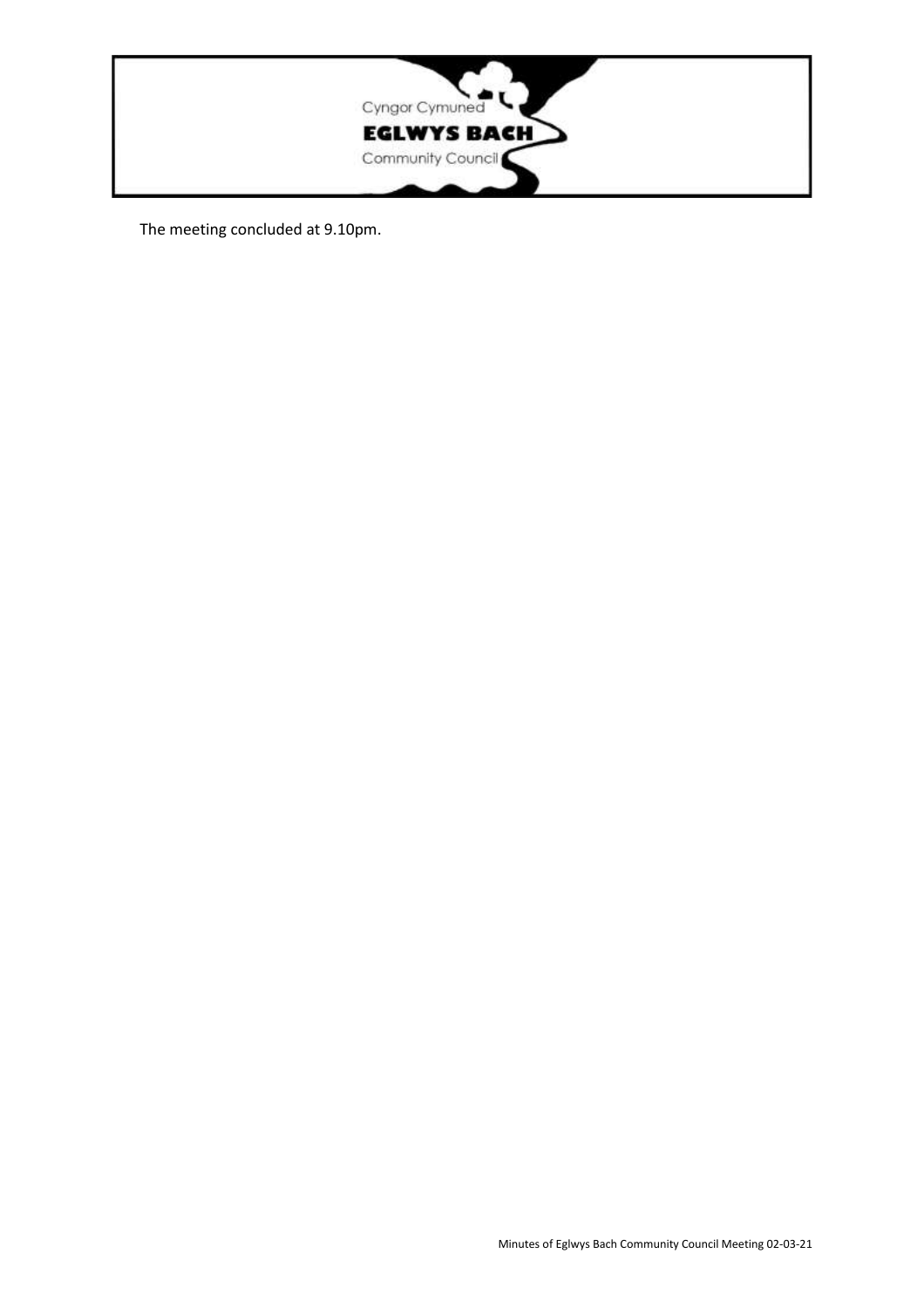The meeting concluded at 9.10pm.